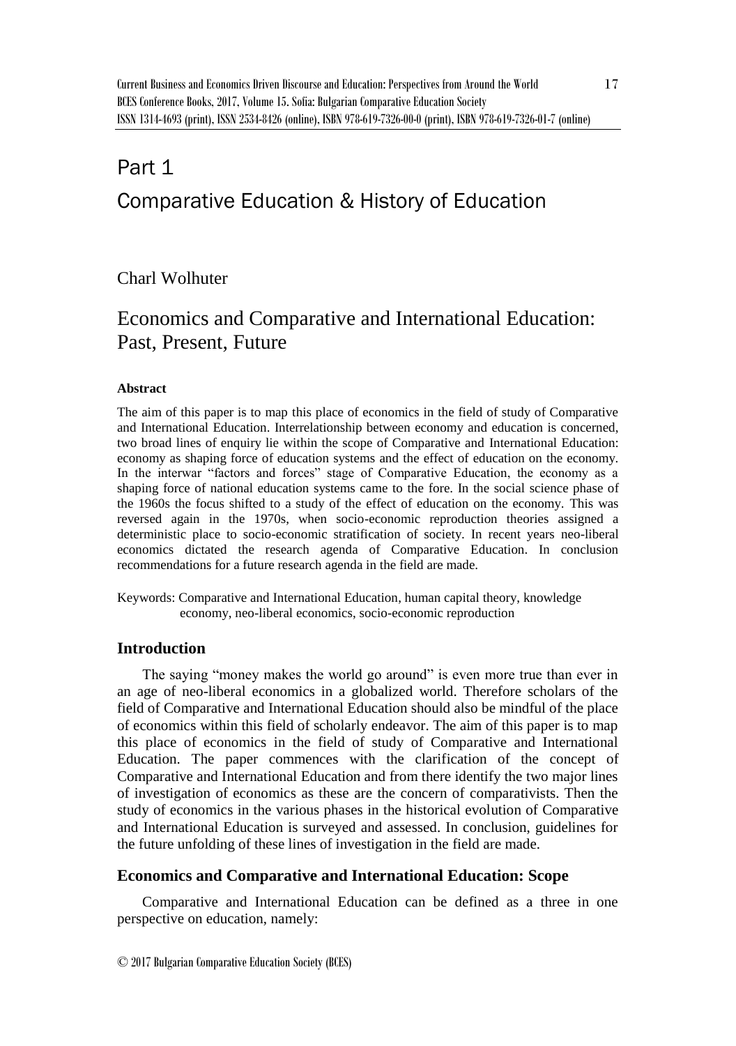# Part 1

# Comparative Education & History of Education

Charl Wolhuter

## Economics and Comparative and International Education: Past, Present, Future

**Abstract**

The aim of this paper is to map this place of economics in the field of study of Comparative and International Education. Interrelationship between economy and education is concerned, two broad lines of enquiry lie within the scope of Comparative and International Education: economy as shaping force of education systems and the effect of education on the economy. In the interwar "factors and forces" stage of Comparative Education, the economy as a shaping force of national education systems came to the fore. In the social science phase of the 1960s the focus shifted to a study of the effect of education on the economy. This was reversed again in the 1970s, when socio-economic reproduction theories assigned a deterministic place to socio-economic stratification of society. In recent years neo-liberal economics dictated the research agenda of Comparative Education. In conclusion recommendations for a future research agenda in the field are made.

Keywords: Comparative and International Education, human capital theory, knowledge economy, neo-liberal economics, socio-economic reproduction

### Introduction

The saying "money makes the world go around" is even more true than ever in an age of neo-liberal economics in a globalized world. Therefore scholars of the field of Comparative and International Education should also be mindful of the place of economics within this field of scholarly endeavor. The aim of this paper is to map this place of economics in the field of study of Comparative and International Education. The paper commences with the clarification of the concept of Comparative and International Education and from there identify the two major lines of investigation of economics as these are the concern of comparativists. Then the study of economics in the various phases in the historical evolution of Comparative and International Education is surveyed and assessed. In conclusion, guidelines for the future unfolding of these lines of investigation in the field are made.

### Economics and Comparative and International Education: Scope

Comparative and International Education can be defined as a three in one perspective on education, namely: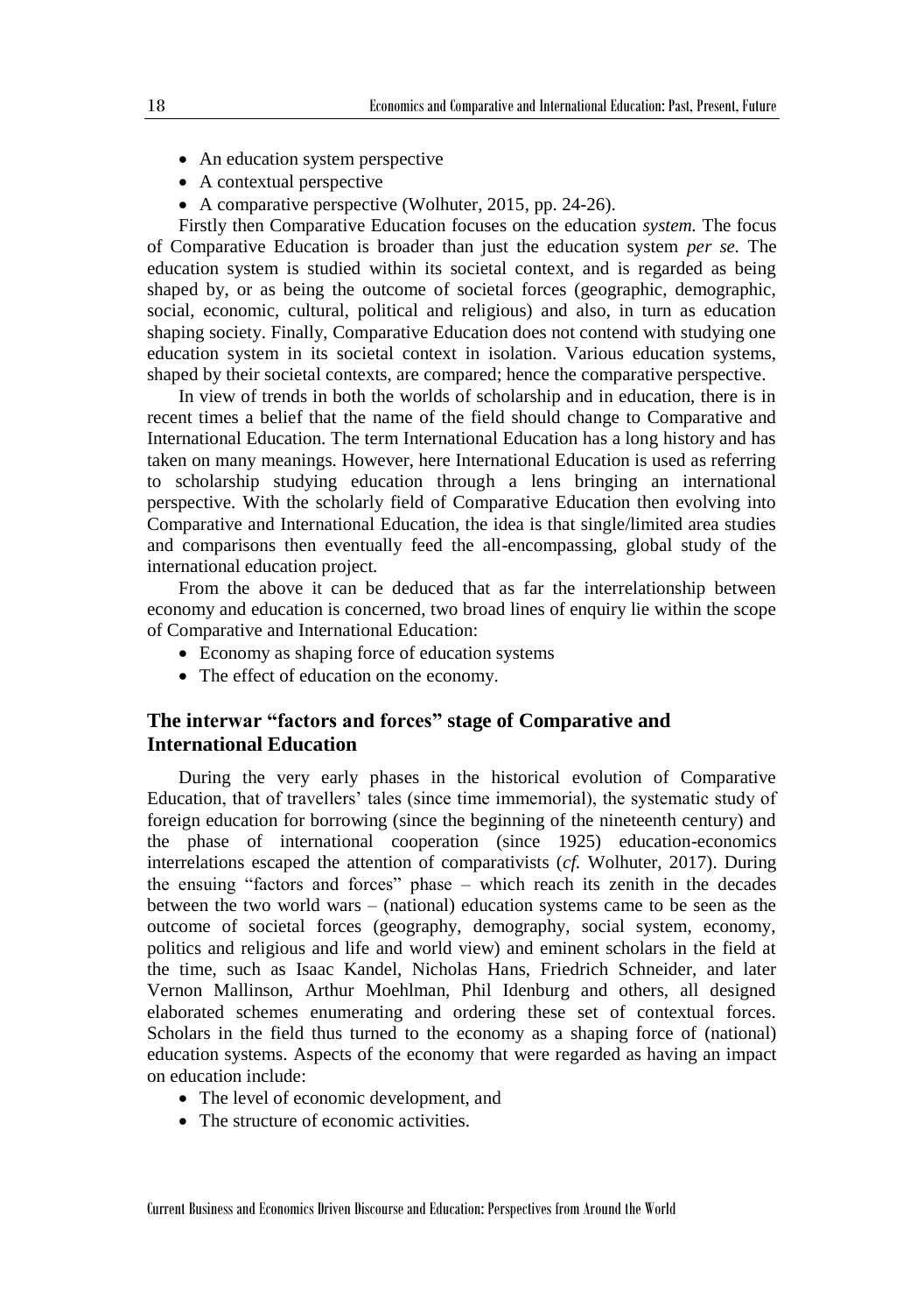- An education system perspective
- A contextual perspective
- A comparative perspective (Wolhuter, 2015, pp. 24-26).

Firstly then Comparative Education focuses on the education *system.* The focus of Comparative Education is broader than just the education system *per se.* The education system is studied within its societal context, and is regarded as being shaped by, or as being the outcome of societal forces (geographic, demographic, social, economic, cultural, political and religious) and also, in turn as education shaping society. Finally, Comparative Education does not contend with studying one education system in its societal context in isolation. Various education systems, shaped by their societal contexts, are compared; hence the comparative perspective.

In view of trends in both the worlds of scholarship and in education, there is in recent times a belief that the name of the field should change to Comparative and International Education. The term International Education has a long history and has taken on many meanings. However, here International Education is used as referring to scholarship studying education through a lens bringing an international perspective. With the scholarly field of Comparative Education then evolving into Comparative and International Education, the idea is that single/limited area studies and comparisons then eventually feed the all-encompassing, global study of the international education project.

From the above it can be deduced that as far the interrelationship between economy and education is concerned, two broad lines of enquiry lie within the scope of Comparative and International Education:

- Economy as shaping force of education systems
- The effect of education on the economy.

## The interwar "factors and forces" stage of Comparative and International Education

During the very early phases in the historical evolution of Comparative Education, that of travellers' tales (since time immemorial), the systematic study of foreign education for borrowing (since the beginning of the nineteenth century) and the phase of international cooperation (since 1925) education-economics interrelations escaped the attention of comparativists (*cf.* Wolhuter, 2017). During the ensuing "factors and forces" phase – which reach its zenith in the decades between the two world wars – (national) education systems came to be seen as the outcome of societal forces (geography, demography, social system, economy, politics and religious and life and world view) and eminent scholars in the field at the time, such as Isaac Kandel, Nicholas Hans, Friedrich Schneider, and later Vernon Mallinson, Arthur Moehlman, Phil Idenburg and others, all designed elaborated schemes enumerating and ordering these set of contextual forces. Scholars in the field thus turned to the economy as a shaping force of (national) education systems. Aspects of the economy that were regarded as having an impact on education include:

- The level of economic development, and
- The structure of economic activities.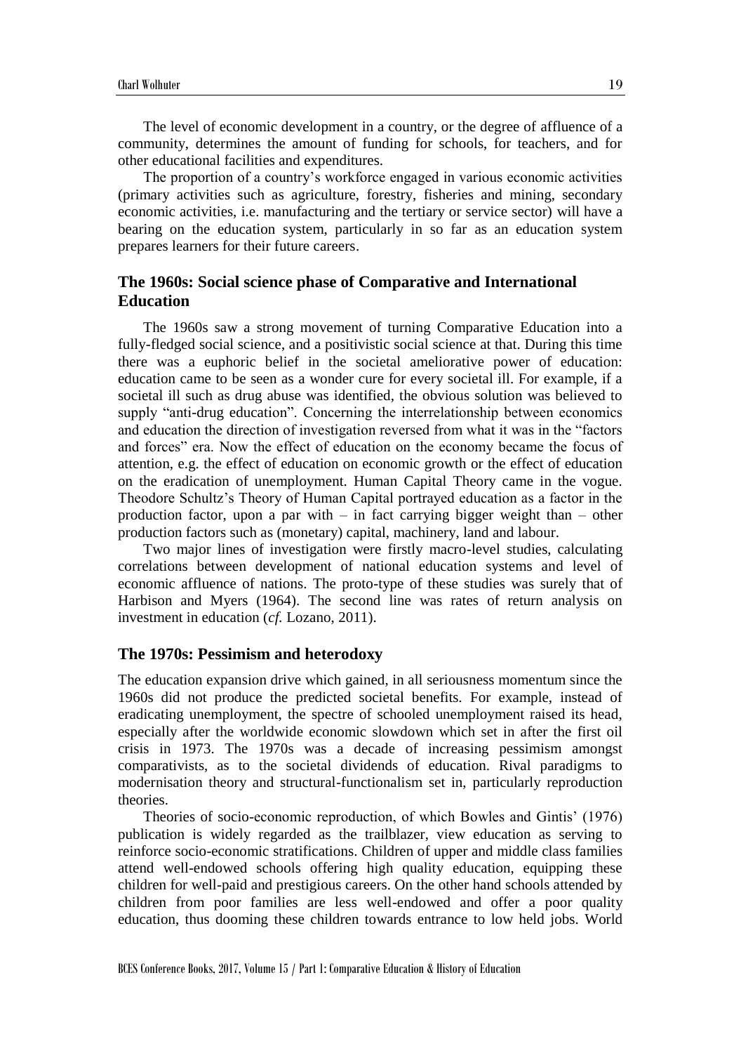The level of economic development in a country, or the degree of affluence of a community, determines the amount of funding for schools, for teachers, and for other educational facilities and expenditures.

The proportion of a country's workforce engaged in various economic activities (primary activities such as agriculture, forestry, fisheries and mining, secondary economic activities, i.e. manufacturing and the tertiary or service sector) will have a bearing on the education system, particularly in so far as an education system prepares learners for their future careers.

## The 1960s: Social science phase of Comparative and International Education

The 1960s saw a strong movement of turning Comparative Education into a fully-fledged social science, and a positivistic social science at that. During this time there was a euphoric belief in the societal ameliorative power of education: education came to be seen as a wonder cure for every societal ill. For example, if a societal ill such as drug abuse was identified, the obvious solution was believed to supply "anti-drug education". Concerning the interrelationship between economics and education the direction of investigation reversed from what it was in the "factors and forces" era. Now the effect of education on the economy became the focus of attention, e.g. the effect of education on economic growth or the effect of education on the eradication of unemployment. Human Capital Theory came in the vogue. Theodore Schultz's Theory of Human Capital portrayed education as a factor in the production factor, upon a par with – in fact carrying bigger weight than – other production factors such as (monetary) capital, machinery, land and labour.

Two major lines of investigation were firstly macro-level studies, calculating correlations between development of national education systems and level of economic affluence of nations. The proto-type of these studies was surely that of Harbison and Myers (1964). The second line was rates of return analysis on investment in education (*cf.* Lozano, 2011).

## The 1970s: Pessimism and heterodoxy

The education expansion drive which gained, in all seriousness momentum since the 1960s did not produce the predicted societal benefits. For example, instead of eradicating unemployment, the spectre of schooled unemployment raised its head, especially after the worldwide economic slowdown which set in after the first oil crisis in 1973. The 1970s was a decade of increasing pessimism amongst comparativists, as to the societal dividends of education. Rival paradigms to modernisation theory and structural-functionalism set in, particularly reproduction theories.

Theories of socio-economic reproduction, of which Bowles and Gintis' (1976) publication is widely regarded as the trailblazer, view education as serving to reinforce socio-economic stratifications. Children of upper and middle class families attend well-endowed schools offering high quality education, equipping these children for well-paid and prestigious careers. On the other hand schools attended by children from poor families are less well-endowed and offer a poor quality education, thus dooming these children towards entrance to low held jobs. World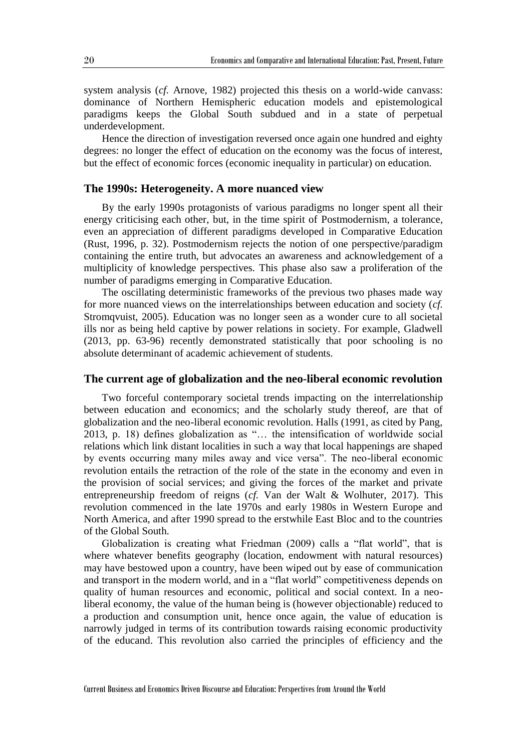system analysis (*cf.* Arnove, 1982) projected this thesis on a world-wide canvass: dominance of Northern Hemispheric education models and epistemological paradigms keeps the Global South subdued and in a state of perpetual underdevelopment.

Hence the direction of investigation reversed once again one hundred and eighty degrees: no longer the effect of education on the economy was the focus of interest, but the effect of economic forces (economic inequality in particular) on education.

## The 1990s: Heterogeneity. A more nuanced view

By the early 1990s protagonists of various paradigms no longer spent all their energy criticising each other, but, in the time spirit of Postmodernism, a tolerance, even an appreciation of different paradigms developed in Comparative Education (Rust, 1996, p. 32). Postmodernism rejects the notion of one perspective/paradigm containing the entire truth, but advocates an awareness and acknowledgement of a multiplicity of knowledge perspectives. This phase also saw a proliferation of the number of paradigms emerging in Comparative Education.

The oscillating deterministic frameworks of the previous two phases made way for more nuanced views on the interrelationships between education and society (*cf.* Stromqvuist, 2005). Education was no longer seen as a wonder cure to all societal ills nor as being held captive by power relations in society. For example, Gladwell (2013, pp. 63-96) recently demonstrated statistically that poor schooling is no absolute determinant of academic achievement of students.

## The current age of globalization and the neo-liberal economic revolution

Two forceful contemporary societal trends impacting on the interrelationship between education and economics; and the scholarly study thereof, are that of globalization and the neo-liberal economic revolution. Halls (1991, as cited by Pang, 2013, p. 18) defines globalization as "… the intensification of worldwide social relations which link distant localities in such a way that local happenings are shaped by events occurring many miles away and vice versa". The neo-liberal economic revolution entails the retraction of the role of the state in the economy and even in the provision of social services; and giving the forces of the market and private entrepreneurship freedom of reigns (*cf.* Van der Walt & Wolhuter, 2017). This revolution commenced in the late 1970s and early 1980s in Western Europe and North America, and after 1990 spread to the erstwhile East Bloc and to the countries of the Global South.

Globalization is creating what Friedman (2009) calls a "flat world", that is where whatever benefits geography (location, endowment with natural resources) may have bestowed upon a country, have been wiped out by ease of communication and transport in the modern world, and in a "flat world" competitiveness depends on quality of human resources and economic, political and social context. In a neo-liberal economy, the value of the human being is (however objectionable) reduced to a production and consumption unit, hence once again, the value of education is narrowly judged in terms of its contribution towards raising economic productivity of the educand. This revolution also carried the principles of efficiency and the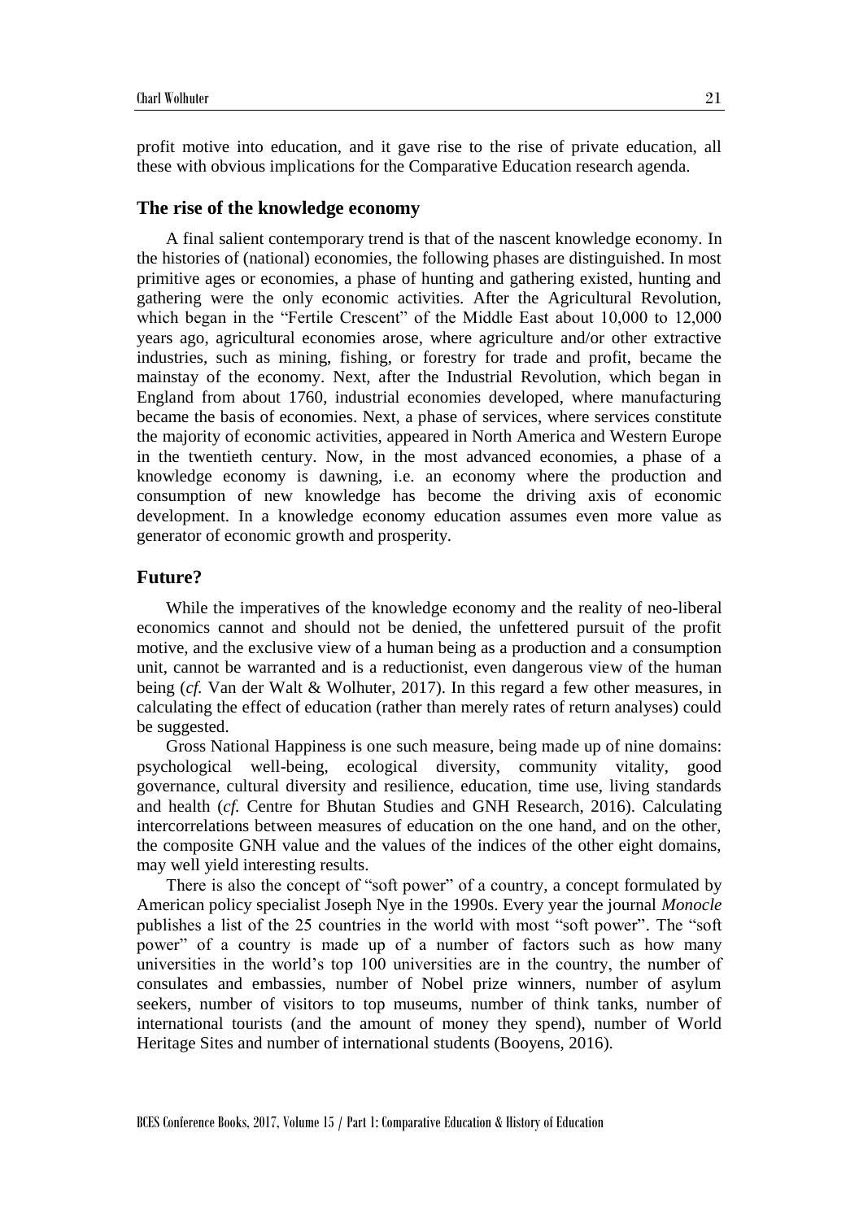profit motive into education, and it gave rise to the rise of private education, all these with obvious implications for the Comparative Education research agenda.

## The rise of the knowledge economy

A final salient contemporary trend is that of the nascent knowledge economy. In the histories of (national) economies, the following phases are distinguished. In most primitive ages or economies, a phase of hunting and gathering existed, hunting and gathering were the only economic activities. After the Agricultural Revolution, which began in the "Fertile Crescent" of the Middle East about 10,000 to 12,000 years ago, agricultural economies arose, where agriculture and/or other extractive industries, such as mining, fishing, or forestry for trade and profit, became the mainstay of the economy. Next, after the Industrial Revolution, which began in England from about 1760, industrial economies developed, where manufacturing became the basis of economies. Next, a phase of services, where services constitute the majority of economic activities, appeared in North America and Western Europe in the twentieth century. Now, in the most advanced economies, a phase of a knowledge economy is dawning, i.e. an economy where the production and consumption of new knowledge has become the driving axis of economic development. In a knowledge economy education assumes even more value as generator of economic growth and prosperity.

## Future?

While the imperatives of the knowledge economy and the reality of neo-liberal economics cannot and should not be denied, the unfettered pursuit of the profit motive, and the exclusive view of a human being as a production and a consumption unit, cannot be warranted and is a reductionist, even dangerous view of the human being (*cf.* Van der Walt & Wolhuter, 2017). In this regard a few other measures, in calculating the effect of education (rather than merely rates of return analyses) could be suggested.

Gross National Happiness is one such measure, being made up of nine domains: psychological well-being, ecological diversity, community vitality, good governance, cultural diversity and resilience, education, time use, living standards and health (*cf.* Centre for Bhutan Studies and GNH Research, 2016). Calculating intercorrelations between measures of education on the one hand, and on the other, the composite GNH value and the values of the indices of the other eight domains, may well yield interesting results.

There is also the concept of "soft power" of a country, a concept formulated by American policy specialist Joseph Nye in the 1990s. Every year the journal *Monocle* publishes a list of the 25 countries in the world with most "soft power". The "soft power" of a country is made up of a number of factors such as how many universities in the world's top 100 universities are in the country, the number of consulates and embassies, number of Nobel prize winners, number of asylum seekers, number of visitors to top museums, number of think tanks, number of international tourists (and the amount of money they spend), number of World Heritage Sites and number of international students (Booyens, 2016).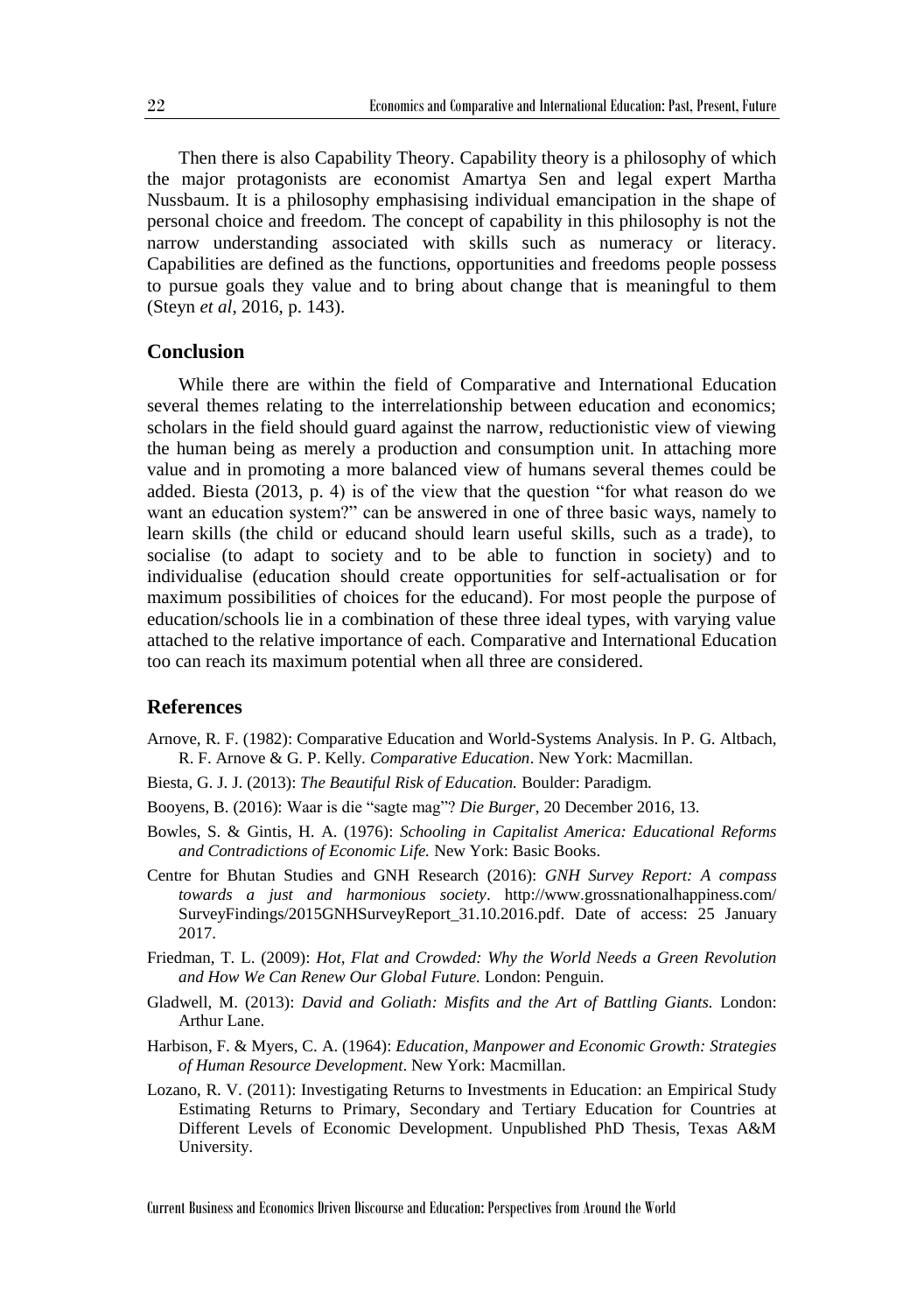Then there is also Capability Theory. Capability theory is a philosophy of which the major protagonists are economist Amartya Sen and legal expert Martha Nussbaum. It is a philosophy emphasising individual emancipation in the shape of personal choice and freedom. The concept of capability in this philosophy is not the narrow understanding associated with skills such as numeracy or literacy. Capabilities are defined as the functions, opportunities and freedoms people possess to pursue goals they value and to bring about change that is meaningful to them (Steyn *et al*, 2016, p. 143).

## Conclusion

While there are within the field of Comparative and International Education several themes relating to the interrelationship between education and economics; scholars in the field should guard against the narrow, reductionistic view of viewing the human being as merely a production and consumption unit. In attaching more value and in promoting a more balanced view of humans several themes could be added. Biesta (2013, p. 4) is of the view that the question "for what reason do we want an education system?" can be answered in one of three basic ways, namely to learn skills (the child or educand should learn useful skills, such as a trade), to socialise (to adapt to society and to be able to function in society) and to individualise (education should create opportunities for self-actualisation or for maximum possibilities of choices for the educand). For most people the purpose of education/schools lie in a combination of these three ideal types, with varying value attached to the relative importance of each. Comparative and International Education too can reach its maximum potential when all three are considered.

## References

Arnove, R. F. (1982): Comparative Education and World-Systems Analysis. In P. G. Altbach, R. F. Arnove & G. P. Kelly. *Comparative Education*. New York: Macmillan.

Biesta, G. J. J. (2013): *The Beautiful Risk of Education.* Boulder: Paradigm.

Booyens, B. (2016): Waar is die "sagte mag"? *Die Burger*, 20 December 2016, 13.

Bowles, S. & Gintis, H. A. (1976): *Schooling in Capitalist America: Educational Reforms and Contradictions of Economic Life.* New York: Basic Books.

Centre for Bhutan Studies and GNH Research (2016): *GNH Survey Report: A compass towards a just and harmonious society*. http://www.grossnationalhappiness.com/SurveyFindings/2015GNHSurveyReport_31.10.2016.pdf. Date of access: 25 January 2017.

Friedman, T. L. (2009): *Hot, Flat and Crowded: Why the World Needs a Green Revolution and How We Can Renew Our Global Future.* London: Penguin.

Gladwell, M. (2013): *David and Goliath: Misfits and the Art of Battling Giants.* London: Arthur Lane.

Harbison, F. & Myers, C. A. (1964): *Education, Manpower and Economic Growth: Strategies of Human Resource Development*. New York: Macmillan.

Lozano, R. V. (2011): Investigating Returns to Investments in Education: an Empirical Study Estimating Returns to Primary, Secondary and Tertiary Education for Countries at Different Levels of Economic Development. Unpublished PhD Thesis, Texas A&M University.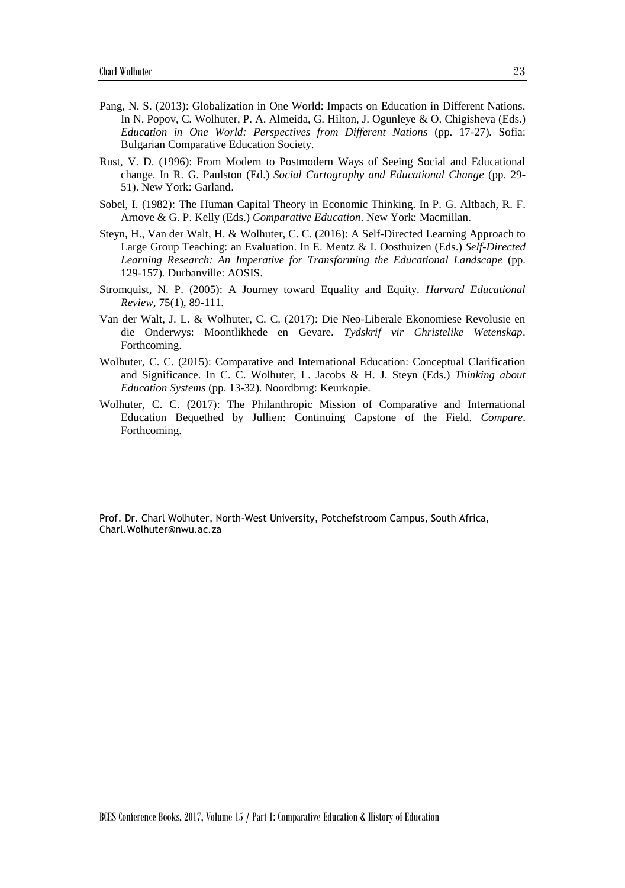Pang, N. S. (2013): Globalization in One World: Impacts on Education in Different Nations. In N. Popov, C. Wolhuter, P. A. Almeida, G. Hilton, J. Ogunleye & O. Chigisheva (Eds.) *Education in One World: Perspectives from Different Nations* (pp. 17-27). Sofia: Bulgarian Comparative Education Society.

Rust, V. D. (1996): From Modern to Postmodern Ways of Seeing Social and Educational change. In R. G. Paulston (Ed.) *Social Cartography and Educational Change* (pp. 29-51). New York: Garland.

Sobel, I. (1982): The Human Capital Theory in Economic Thinking. In P. G. Altbach, R. F. Arnove & G. P. Kelly (Eds.) *Comparative Education*. New York: Macmillan.

Steyn, H., Van der Walt, H. & Wolhuter, C. C. (2016): A Self-Directed Learning Approach to Large Group Teaching: an Evaluation. In E. Mentz & I. Oosthuizen (Eds.) *Self-Directed Learning Research: An Imperative for Transforming the Educational Landscape* (pp. 129-157). Durbanville: AOSIS.

Stromquist, N. P. (2005): A Journey toward Equality and Equity. *Harvard Educational Review*, 75(1), 89-111.

Van der Walt, J. L. & Wolhuter, C. C. (2017): Die Neo-Liberale Ekonomiese Revolusie en die Onderwys: Moontlikhede en Gevare. *Tydskrif vir Christelike Wetenskap*. Forthcoming.

Wolhuter, C. C. (2015): Comparative and International Education: Conceptual Clarification and Significance. In C. C. Wolhuter, L. Jacobs & H. J. Steyn (Eds.) *Thinking about Education Systems* (pp. 13-32). Noordbrug: Keurkopie.

Wolhuter, C. C. (2017): The Philanthropic Mission of Comparative and International Education Bequethed by Jullien: Continuing Capstone of the Field. *Compare*. Forthcoming.

Prof. Dr. Charl Wolhuter, North-West University, Potchefstroom Campus, South Africa, Charl.Wolhuter@nwu.ac.za